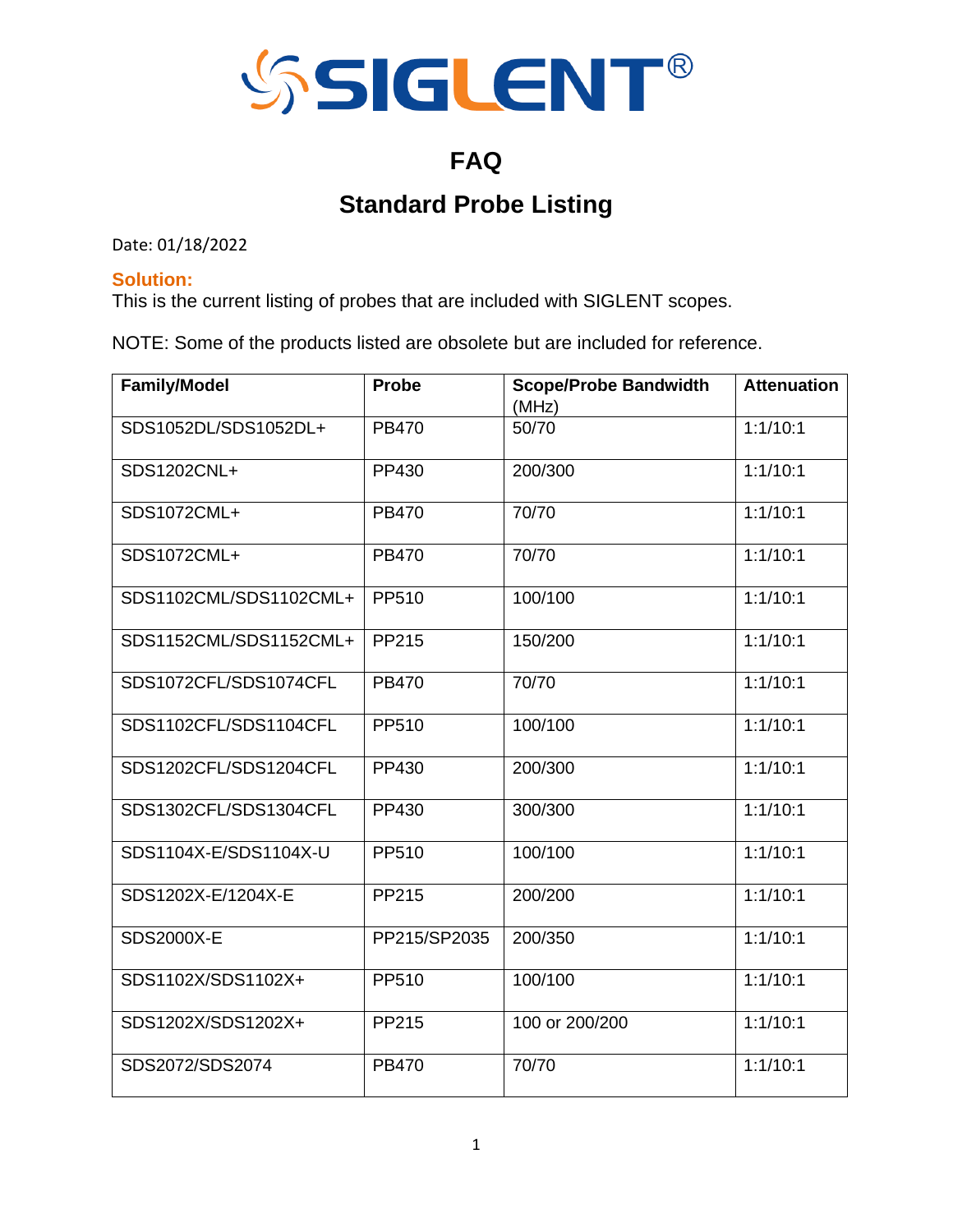# SIGLENT®

## FAQ

## Standard Probe Listing

Date: 01/18/2022

**Solution:**
This is the current listing of probes that are included with SIGLENT scopes.

NOTE: Some of the products listed are obsolete but are included for reference.

| Family/Model | Probe | Scope/Probe Bandwidth (MHz) | Attenuation |
|---|---|---|---|
| SDS1052DL/SDS1052DL+ | PB470 | 50/70 | 1:1/10:1 |
| SDS1202CNL+ | PP430 | 200/300 | 1:1/10:1 |
| SDS1072CML+ | PB470 | 70/70 | 1:1/10:1 |
| SDS1072CML+ | PB470 | 70/70 | 1:1/10:1 |
| SDS1102CML/SDS1102CML+ | PP510 | 100/100 | 1:1/10:1 |
| SDS1152CML/SDS1152CML+ | PP215 | 150/200 | 1:1/10:1 |
| SDS1072CFL/SDS1074CFL | PB470 | 70/70 | 1:1/10:1 |
| SDS1102CFL/SDS1104CFL | PP510 | 100/100 | 1:1/10:1 |
| SDS1202CFL/SDS1204CFL | PP430 | 200/300 | 1:1/10:1 |
| SDS1302CFL/SDS1304CFL | PP430 | 300/300 | 1:1/10:1 |
| SDS1104X-E/SDS1104X-U | PP510 | 100/100 | 1:1/10:1 |
| SDS1202X-E/1204X-E | PP215 | 200/200 | 1:1/10:1 |
| SDS2000X-E | PP215/SP2035 | 200/350 | 1:1/10:1 |
| SDS1102X/SDS1102X+ | PP510 | 100/100 | 1:1/10:1 |
| SDS1202X/SDS1202X+ | PP215 | 100 or 200/200 | 1:1/10:1 |
| SDS2072/SDS2074 | PB470 | 70/70 | 1:1/10:1 |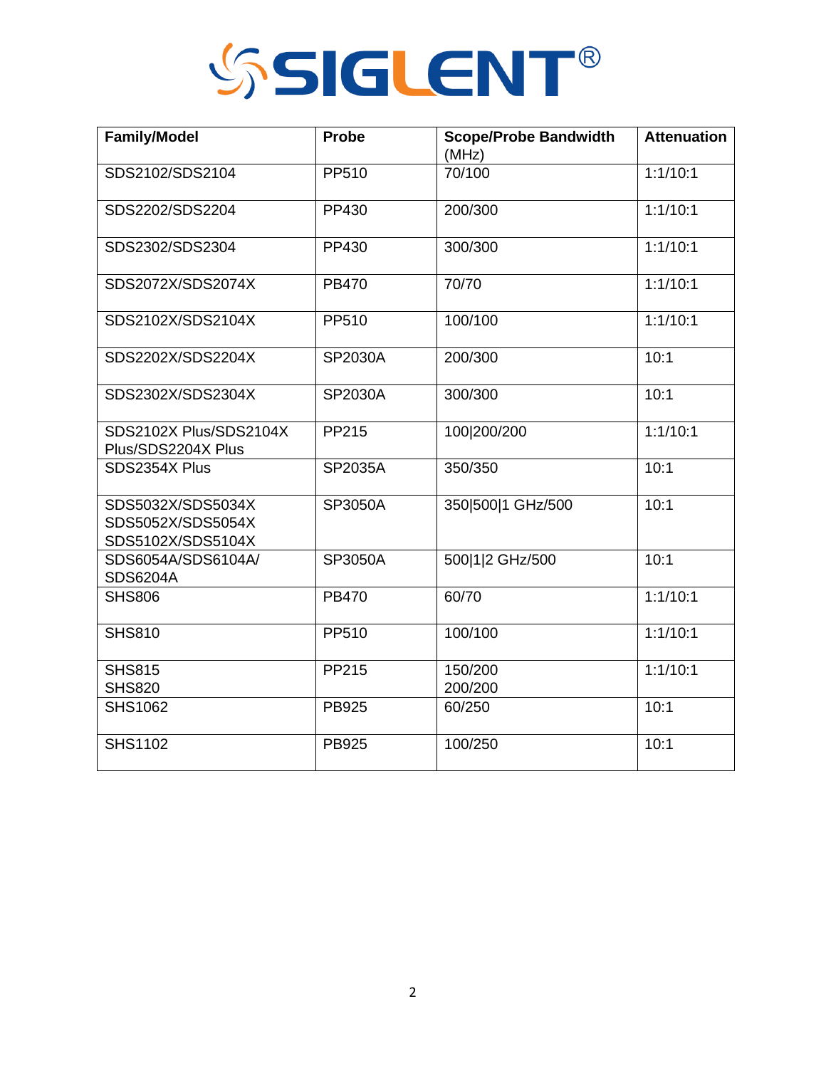**SIGLENT®**

| Family/Model | Probe | Scope/Probe Bandwidth (MHz) | Attenuation |
|---|---|---|---|
| SDS2102/SDS2104 | PP510 | 70/100 | 1:1/10:1 |
| SDS2202/SDS2204 | PP430 | 200/300 | 1:1/10:1 |
| SDS2302/SDS2304 | PP430 | 300/300 | 1:1/10:1 |
| SDS2072X/SDS2074X | PB470 | 70/70 | 1:1/10:1 |
| SDS2102X/SDS2104X | PP510 | 100/100 | 1:1/10:1 |
| SDS2202X/SDS2204X | SP2030A | 200/300 | 10:1 |
| SDS2302X/SDS2304X | SP2030A | 300/300 | 10:1 |
| SDS2102X Plus/SDS2104X Plus/SDS2204X Plus | PP215 | 100\|200/200 | 1:1/10:1 |
| SDS2354X Plus | SP2035A | 350/350 | 10:1 |
| SDS5032X/SDS5034X SDS5052X/SDS5054X SDS5102X/SDS5104X | SP3050A | 350\|500\|1 GHz/500 | 10:1 |
| SDS6054A/SDS6104A/ SDS6204A | SP3050A | 500\|1\|2 GHz/500 | 10:1 |
| SHS806 | PB470 | 60/70 | 1:1/10:1 |
| SHS810 | PP510 | 100/100 | 1:1/10:1 |
| SHS815 SHS820 | PP215 | 150/200 200/200 | 1:1/10:1 |
| SHS1062 | PB925 | 60/250 | 10:1 |
| SHS1102 | PB925 | 100/250 | 10:1 |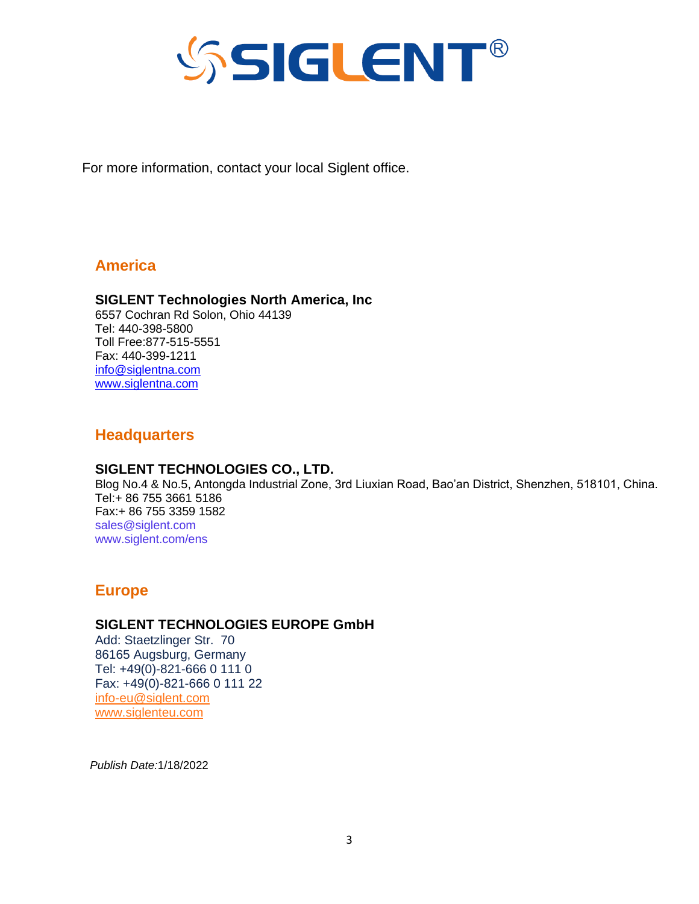For more information, contact your local Siglent office.

## America

**SIGLENT Technologies North America, Inc**
6557 Cochran Rd Solon, Ohio 44139
Tel: 440-398-5800
Toll Free:877-515-5551
Fax: 440-399-1211
info@siglentna.com
www.siglentna.com

## Headquarters

**SIGLENT TECHNOLOGIES CO., LTD.**
Blog No.4 & No.5, Antongda Industrial Zone, 3rd Liuxian Road, Bao'an District, Shenzhen, 518101, China.
Tel:+ 86 755 3661 5186
Fax:+ 86 755 3359 1582
sales@siglent.com
www.siglent.com/ens

## Europe

**SIGLENT TECHNOLOGIES EUROPE GmbH**
Add: Staetzlinger Str. 70
86165 Augsburg, Germany
Tel: +49(0)-821-666 0 111 0
Fax: +49(0)-821-666 0 111 22
info-eu@siglent.com
www.siglenteu.com

*Publish Date:*1/18/2022